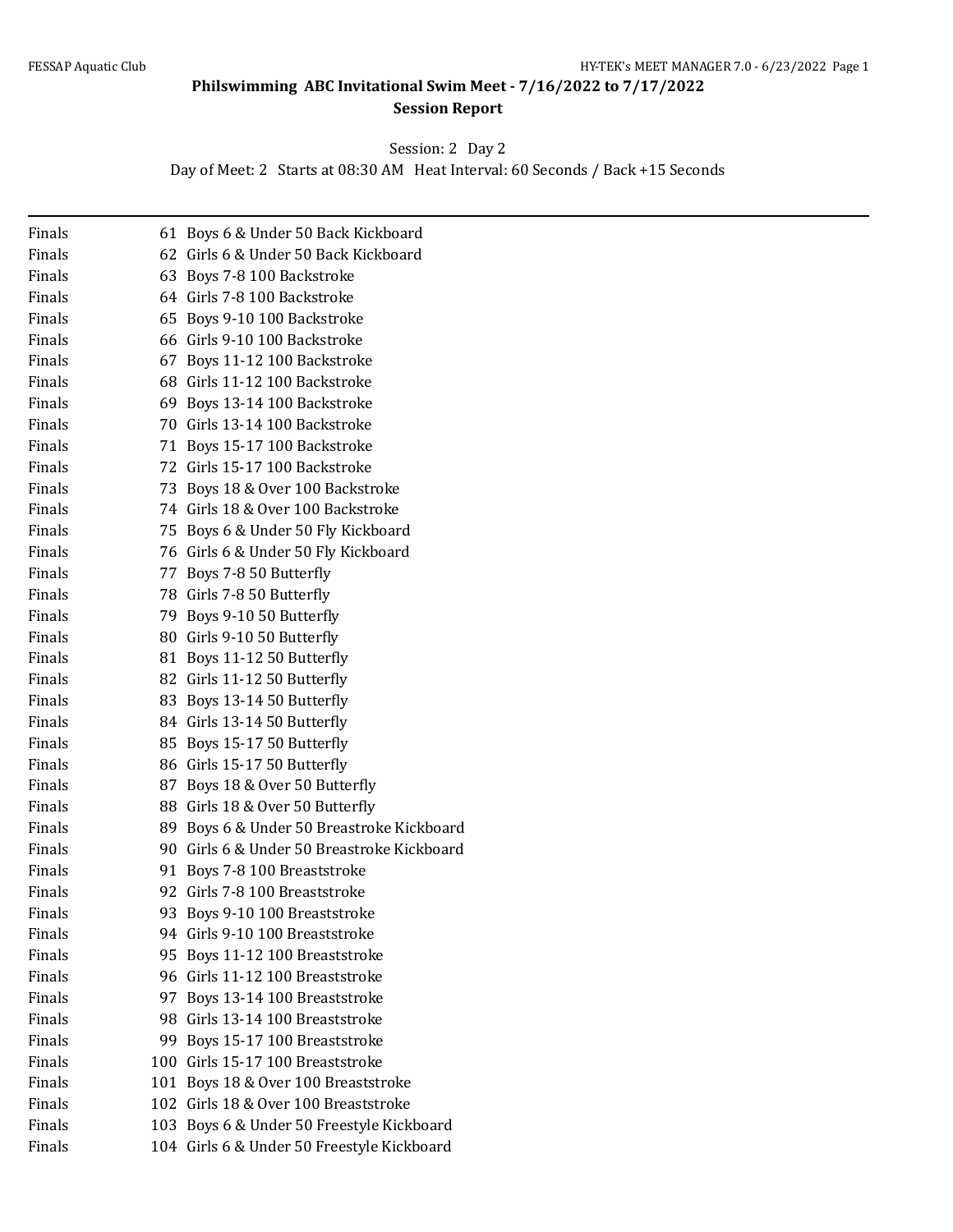# Philswimming ABC Invitational Swim Meet - 7/16/2022 to 7/17/2022

## Session Report

Session: 2 Day 2

Day of Meet: 2 Starts at 08:30 AM Heat Interval: 60 Seconds / Back +15 Seconds

| | | |
|---|---|---|
| Finals | 61 | Boys 6 & Under 50 Back Kickboard |
| Finals | 62 | Girls 6 & Under 50 Back Kickboard |
| Finals | 63 | Boys 7-8 100 Backstroke |
| Finals | 64 | Girls 7-8 100 Backstroke |
| Finals | 65 | Boys 9-10 100 Backstroke |
| Finals | 66 | Girls 9-10 100 Backstroke |
| Finals | 67 | Boys 11-12 100 Backstroke |
| Finals | 68 | Girls 11-12 100 Backstroke |
| Finals | 69 | Boys 13-14 100 Backstroke |
| Finals | 70 | Girls 13-14 100 Backstroke |
| Finals | 71 | Boys 15-17 100 Backstroke |
| Finals | 72 | Girls 15-17 100 Backstroke |
| Finals | 73 | Boys 18 & Over 100 Backstroke |
| Finals | 74 | Girls 18 & Over 100 Backstroke |
| Finals | 75 | Boys 6 & Under 50 Fly Kickboard |
| Finals | 76 | Girls 6 & Under 50 Fly Kickboard |
| Finals | 77 | Boys 7-8 50 Butterfly |
| Finals | 78 | Girls 7-8 50 Butterfly |
| Finals | 79 | Boys 9-10 50 Butterfly |
| Finals | 80 | Girls 9-10 50 Butterfly |
| Finals | 81 | Boys 11-12 50 Butterfly |
| Finals | 82 | Girls 11-12 50 Butterfly |
| Finals | 83 | Boys 13-14 50 Butterfly |
| Finals | 84 | Girls 13-14 50 Butterfly |
| Finals | 85 | Boys 15-17 50 Butterfly |
| Finals | 86 | Girls 15-17 50 Butterfly |
| Finals | 87 | Boys 18 & Over 50 Butterfly |
| Finals | 88 | Girls 18 & Over 50 Butterfly |
| Finals | 89 | Boys 6 & Under 50 Breastroke Kickboard |
| Finals | 90 | Girls 6 & Under 50 Breastroke Kickboard |
| Finals | 91 | Boys 7-8 100 Breaststroke |
| Finals | 92 | Girls 7-8 100 Breaststroke |
| Finals | 93 | Boys 9-10 100 Breaststroke |
| Finals | 94 | Girls 9-10 100 Breaststroke |
| Finals | 95 | Boys 11-12 100 Breaststroke |
| Finals | 96 | Girls 11-12 100 Breaststroke |
| Finals | 97 | Boys 13-14 100 Breaststroke |
| Finals | 98 | Girls 13-14 100 Breaststroke |
| Finals | 99 | Boys 15-17 100 Breaststroke |
| Finals | 100 | Girls 15-17 100 Breaststroke |
| Finals | 101 | Boys 18 & Over 100 Breaststroke |
| Finals | 102 | Girls 18 & Over 100 Breaststroke |
| Finals | 103 | Boys 6 & Under 50 Freestyle Kickboard |
| Finals | 104 | Girls 6 & Under 50 Freestyle Kickboard |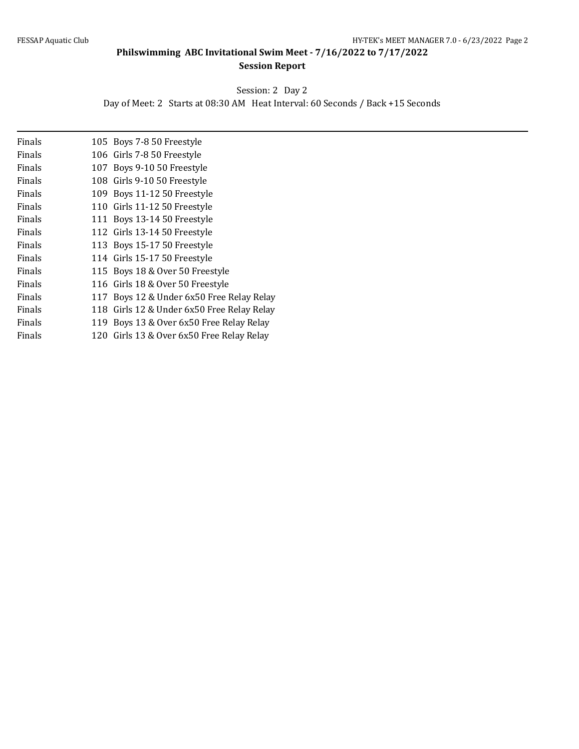## Philswimming ABC Invitational Swim Meet - 7/16/2022 to 7/17/2022

### Session Report

Session: 2 Day 2

Day of Meet: 2 Starts at 08:30 AM Heat Interval: 60 Seconds / Back +15 Seconds

| | | |
|---|---|---|
| Finals | 105 | Boys 7-8 50 Freestyle |
| Finals | 106 | Girls 7-8 50 Freestyle |
| Finals | 107 | Boys 9-10 50 Freestyle |
| Finals | 108 | Girls 9-10 50 Freestyle |
| Finals | 109 | Boys 11-12 50 Freestyle |
| Finals | 110 | Girls 11-12 50 Freestyle |
| Finals | 111 | Boys 13-14 50 Freestyle |
| Finals | 112 | Girls 13-14 50 Freestyle |
| Finals | 113 | Boys 15-17 50 Freestyle |
| Finals | 114 | Girls 15-17 50 Freestyle |
| Finals | 115 | Boys 18 & Over 50 Freestyle |
| Finals | 116 | Girls 18 & Over 50 Freestyle |
| Finals | 117 | Boys 12 & Under 6x50 Free Relay Relay |
| Finals | 118 | Girls 12 & Under 6x50 Free Relay Relay |
| Finals | 119 | Boys 13 & Over 6x50 Free Relay Relay |
| Finals | 120 | Girls 13 & Over 6x50 Free Relay Relay |